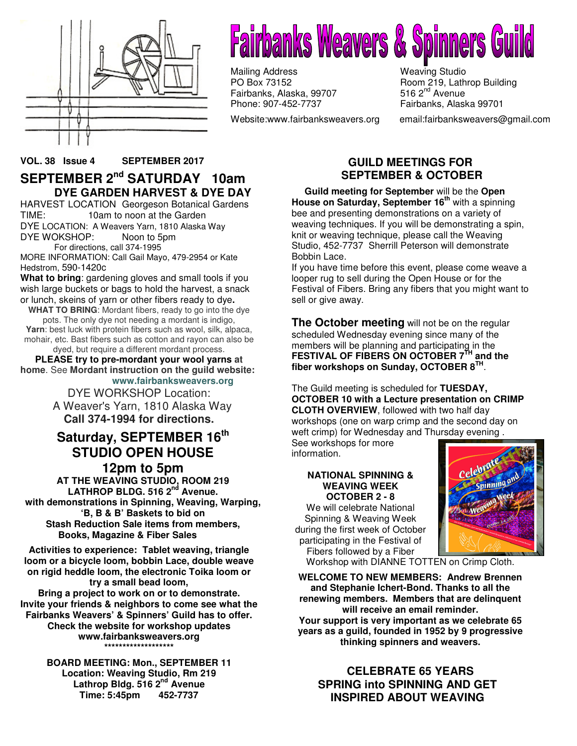# Fairbanks Weavers & Spinners Guild

Mailing Address
PO Box 73152
Fairbanks, Alaska, 99707
Phone: 907-452-7737

Weaving Studio
Room 219, Lathrop Building
516 2nd Avenue
Fairbanks, Alaska 99701

Website:www.fairbanksweavers.org email:fairbanksweavers@gmail.com

**VOL. 38 Issue 4 SEPTEMBER 2017**

## SEPTEMBER 2nd SATURDAY 10am

### DYE GARDEN HARVEST & DYE DAY

HARVEST LOCATION Georgeson Botanical Gardens
TIME: 10am to noon at the Garden
DYE LOCATION: A Weavers Yarn, 1810 Alaska Way
DYE WOKSHOP: Noon to 5pm
For directions, call 374-1995
MORE INFORMATION: Call Gail Mayo, 479-2954 or Kate Hedstrom, 590-1420c

**What to bring**: gardening gloves and small tools if you wish large buckets or bags to hold the harvest, a snack or lunch, skeins of yarn or other fibers ready to dye**.**

**WHAT TO BRING**: Mordant fibers, ready to go into the dye pots. The only dye not needing a mordant is indigo, **Yarn**: best luck with protein fibers such as wool, silk, alpaca, mohair, etc. Bast fibers such as cotton and rayon can also be dyed, but require a different mordant process.

**PLEASE try to pre-mordant your wool yarns at home**. See **Mordant instruction on the guild website: www.fairbanksweavers.org**

DYE WORKSHOP Location:
A Weaver's Yarn, 1810 Alaska Way
**Call 374-1994 for directions.**

## Saturday, SEPTEMBER 16th STUDIO OPEN HOUSE 12pm to 5pm

**AT THE WEAVING STUDIO, ROOM 219 LATHROP BLDG. 516 2nd Avenue.**
**with demonstrations in Spinning, Weaving, Warping, 'B, B & B' Baskets to bid on**
**Stash Reduction Sale items from members, Books, Magazine & Fiber Sales**

**Activities to experience: Tablet weaving, triangle loom or a bicycle loom, bobbin Lace, double weave on rigid heddle loom, the electronic Toika loom or try a small bead loom,**
**Bring a project to work on or to demonstrate.**
**Invite your friends & neighbors to come see what the Fairbanks Weavers' & Spinners' Guild has to offer.**
**Check the website for workshop updates www.fairbanksweavers.org**

*******************

**BOARD MEETING: Mon., SEPTEMBER 11**
**Location: Weaving Studio, Rm 219**
**Lathrop Bldg. 516 2nd Avenue**
**Time: 5:45pm 452-7737**

## GUILD MEETINGS FOR SEPTEMBER & OCTOBER

**Guild meeting for September** will be the **Open House on Saturday, September 16th** with a spinning bee and presenting demonstrations on a variety of weaving techniques. If you will be demonstrating a spin, knit or weaving technique, please call the Weaving Studio, 452-7737 Sherrill Peterson will demonstrate Bobbin Lace.

If you have time before this event, please come weave a looper rug to sell during the Open House or for the Festival of Fibers. Bring any fibers that you might want to sell or give away.

**The October meeting** will not be on the regular scheduled Wednesday evening since many of the members will be planning and participating in the **FESTIVAL OF FIBERS ON OCTOBER 7TH and the fiber workshops on Sunday, OCTOBER 8TH**.

The Guild meeting is scheduled for **TUESDAY, OCTOBER 10 with a Lecture presentation on CRIMP CLOTH OVERVIEW**, followed with two half day workshops (one on warp crimp and the second day on weft crimp) for Wednesday and Thursday evening . See workshops for more information.

**NATIONAL SPINNING & WEAVING WEEK OCTOBER 2 - 8**

We will celebrate National Spinning & Weaving Week during the first week of October participating in the Festival of Fibers followed by a Fiber Workshop with DIANNE TOTTEN on Crimp Cloth.

**WELCOME TO NEW MEMBERS: Andrew Brennen and Stephanie Ichert-Bond. Thanks to all the renewing members. Members that are delinquent will receive an email reminder.**
**Your support is very important as we celebrate 65 years as a guild, founded in 1952 by 9 progressive thinking spinners and weavers.**

## CELEBRATE 65 YEARS SPRING into SPINNING AND GET INSPIRED ABOUT WEAVING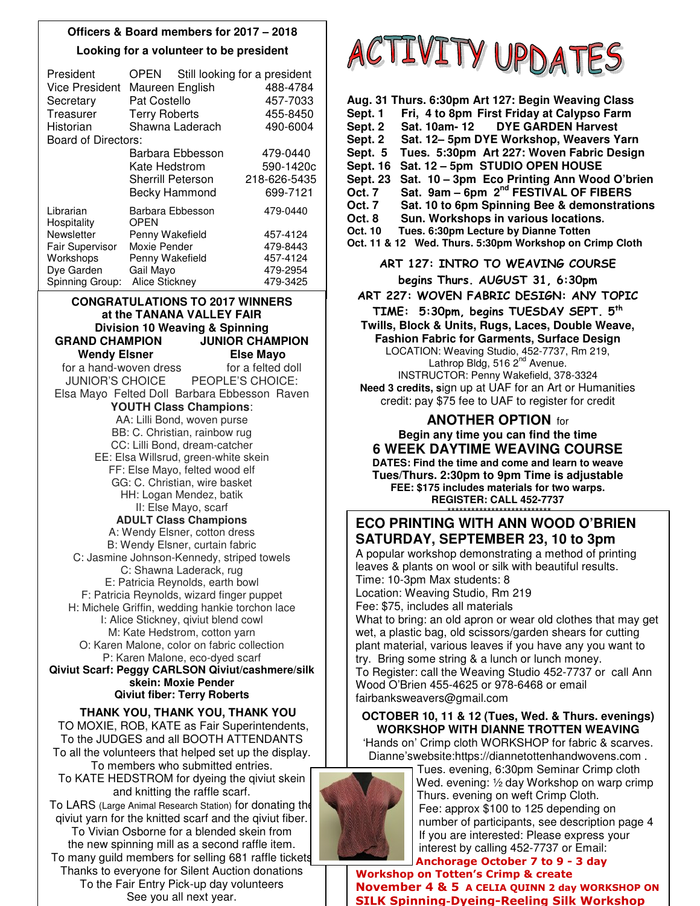**Officers & Board members for 2017 – 2018**

**Looking for a volunteer to be president**

| | | |
|---|---|---|
| President | OPEN Still looking for a president | |
| Vice President | Maureen English | 488-4784 |
| Secretary | Pat Costello | 457-7033 |
| Treasurer | Terry Roberts | 455-8450 |
| Historian | Shawna Laderach | 490-6004 |
| Board of Directors: | | |
| | Barbara Ebbesson | 479-0440 |
| | Kate Hedstrom | 590-1420c |
| | Sherrill Peterson | 218-626-5435 |
| | Becky Hammond | 699-7121 |
| Librarian | Barbara Ebbesson | 479-0440 |
| Hospitality | OPEN | |
| Newsletter | Penny Wakefield | 457-4124 |
| Fair Supervisor | Moxie Pender | 479-8443 |
| Workshops | Penny Wakefield | 457-4124 |
| Dye Garden | Gail Mayo | 479-2954 |
| Spinning Group: | Alice Stickney | 479-3425 |

**CONGRATULATIONS TO 2017 WINNERS at the TANANA VALLEY FAIR Division 10 Weaving & Spinning**

**GRAND CHAMPION** **Wendy Elsner** for a hand-woven dress

**JUNIOR CHAMPION** **Else Mayo** for a felted doll

JUNIOR'S CHOICE Elsa Mayo Felted Doll

PEOPLE'S CHOICE: Barbara Ebbesson Raven

**YOUTH Class Champions**:

AA: Lilli Bond, woven purse
BB: C. Christian, rainbow rug
CC: Lilli Bond, dream-catcher
EE: Elsa Willsrud, green-white skein
FF: Else Mayo, felted wood elf
GG: C. Christian, wire basket
HH: Logan Mendez, batik
II: Else Mayo, scarf

**ADULT Class Champions**

A: Wendy Elsner, cotton dress
B: Wendy Elsner, curtain fabric
C: Jasmine Johnson-Kennedy, striped towels
C: Shawna Laderack, rug
E: Patricia Reynolds, earth bowl
F: Patricia Reynolds, wizard finger puppet
H: Michele Griffin, wedding hankie torchon lace
I: Alice Stickney, qiviut blend cowl
M: Kate Hedstrom, cotton yarn
O: Karen Malone, color on fabric collection
P: Karen Malone, eco-dyed scarf

**Qiviut Scarf: Peggy CARLSON Qiviut/cashmere/silk skein: Moxie Pender**
**Qiviut fiber: Terry Roberts**

**THANK YOU, THANK YOU, THANK YOU**

TO MOXIE, ROB, KATE as Fair Superintendents,
To the JUDGES and all BOOTH ATTENDANTS
To all the volunteers that helped set up the display.
To members who submitted entries.
To KATE HEDSTROM for dyeing the qiviut skein and knitting the raffle scarf.
To LARS (Large Animal Research Station) for donating the qiviut yarn for the knitted scarf and the qiviut fiber.
To Vivian Osborne for a blended skein from the new spinning mill as a second raffle item.
To many guild members for selling 681 raffle tickets
Thanks to everyone for Silent Auction donations
To the Fair Entry Pick-up day volunteers
See you all next year.

# ACTIVITY UPDATES

**Aug. 31 Thurs. 6:30pm Art 127: Begin Weaving Class**
**Sept. 1 Fri, 4 to 8pm First Friday at Calypso Farm**
**Sept. 2 Sat. 10am- 12 DYE GARDEN Harvest**
**Sept. 2 Sat. 12– 5pm DYE Workshop, Weavers Yarn**
**Sept. 5 Tues. 5:30pm Art 227: Woven Fabric Design**
**Sept. 16 Sat. 12 – 5pm STUDIO OPEN HOUSE**
**Sept. 23 Sat. 10 – 3pm Eco Printing Ann Wood O'brien**
**Oct. 7 Sat. 9am – 6pm 2nd FESTIVAL OF FIBERS**
**Oct. 7 Sat. 10 to 6pm Spinning Bee & demonstrations**
**Oct. 8 Sun. Workshops in various locations.**
**Oct. 10 Tues. 6:30pm Lecture by Dianne Totten**
**Oct. 11 & 12 Wed. Thurs. 5:30pm Workshop on Crimp Cloth**

**ART 127: INTRO TO WEAVING COURSE**
**begins Thurs. AUGUST 31, 6:30pm**
**ART 227: WOVEN FABRIC DESIGN: ANY TOPIC**
**TIME: 5:30pm, begins TUESDAY SEPT. 5th**
**Twills, Block & Units, Rugs, Laces, Double Weave, Fashion Fabric for Garments, Surface Design**
LOCATION: Weaving Studio, 452-7737, Rm 219, Lathrop Bldg, 516 2nd Avenue.
INSTRUCTOR: Penny Wakefield, 378-3324
**Need 3 credits, s**ign up at UAF for an Art or Humanities credit: pay $75 fee to UAF to register for credit

**ANOTHER OPTION** for
**Begin any time you can find the time**
**6 WEEK DAYTIME WEAVING COURSE**
**DATES: Find the time and come and learn to weave**
**Tues/Thurs. 2:30pm to 9pm Time is adjustable**
**FEE: $175 includes materials for two warps.**
**REGISTER: CALL 452-7737**

## ECO PRINTING WITH ANN WOOD O'BRIEN SATURDAY, SEPTEMBER 23, 10 to 3pm

A popular workshop demonstrating a method of printing leaves & plants on wool or silk with beautiful results.
Time: 10-3pm Max students: 8
Location: Weaving Studio, Rm 219
Fee: $75, includes all materials
What to bring: an old apron or wear old clothes that may get wet, a plastic bag, old scissors/garden shears for cutting plant material, various leaves if you have any you want to try. Bring some string & a lunch or lunch money.
To Register: call the Weaving Studio 452-7737 or call Ann Wood O'Brien 455-4625 or 978-6468 or email fairbanksweavers@gmail.com

**OCTOBER 10, 11 & 12 (Tues, Wed. & Thurs. evenings) WORKSHOP WITH DIANNE TROTTEN WEAVING**

'Hands on' Crimp cloth WORKSHOP for fabric & scarves.
Dianne'swebsite:https://diannetottenhandwovens.com .
Tues. evening, 6:30pm Seminar Crimp cloth
Wed. evening: ½ day Workshop on warp crimp
Thurs. evening on weft Crimp Cloth.
Fee: approx $100 to 125 depending on number of participants, see description page 4
If you are interested: Please express your interest by calling 452-7737 or Email:

**Anchorage October 7 to 9 - 3 day Workshop on Totten's Crimp & create**

**November 4 & 5 A CELIA QUINN 2 day WORKSHOP ON SILK Spinning-Dyeing-Reeling Silk Workshop**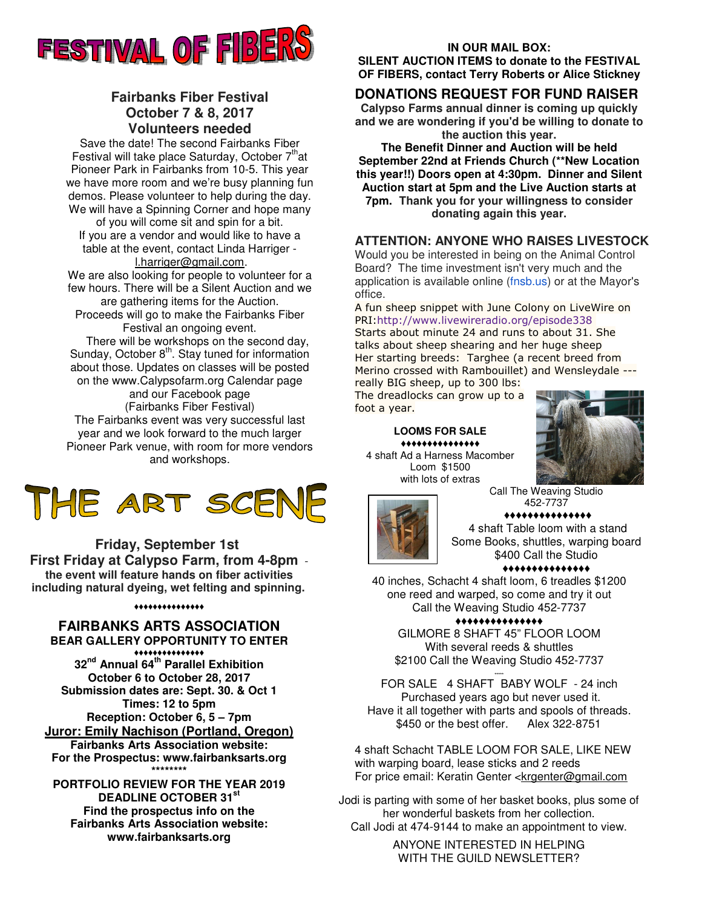# FESTIVAL OF FIBERS

### Fairbanks Fiber Festival
### October 7 & 8, 2017
### Volunteers needed

Save the date! The second Fairbanks Fiber Festival will take place Saturday, October 7th at Pioneer Park in Fairbanks from 10-5. This year we have more room and we're busy planning fun demos. Please volunteer to help during the day. We will have a Spinning Corner and hope many of you will come sit and spin for a bit.

If you are a vendor and would like to have a table at the event, contact Linda Harriger - l.harriger@gmail.com.

We are also looking for people to volunteer for a few hours. There will be a Silent Auction and we are gathering items for the Auction. Proceeds will go to make the Fairbanks Fiber Festival an ongoing event.

There will be workshops on the second day, Sunday, October 8th. Stay tuned for information about those. Updates on classes will be posted on the www.Calypsofarm.org Calendar page and our Facebook page (Fairbanks Fiber Festival)

The Fairbanks event was very successful last year and we look forward to the much larger Pioneer Park venue, with room for more vendors and workshops.

# THE ART SCENE

**Friday, September 1st**

**First Friday at Calypso Farm, from 4-8pm** - **the event will feature hands on fiber activities including natural dyeing, wet felting and spinning.**

♦♦♦♦♦♦♦♦♦♦♦♦♦♦♦

## FAIRBANKS ARTS ASSOCIATION

**BEAR GALLERY OPPORTUNITY TO ENTER**

♦♦♦♦♦♦♦♦♦♦♦♦♦♦♦

**32nd Annual 64th Parallel Exhibition**
**October 6 to October 28, 2017**
**Submission dates are: Sept. 30. & Oct 1**
**Times: 12 to 5pm**
**Reception: October 6, 5 – 7pm**
**Juror: Emily Nachison (Portland, Oregon)**
**Fairbanks Arts Association website:**
**For the Prospectus: www.fairbanksarts.org**

\*\*\*\*\*\*\*\*

**PORTFOLIO REVIEW FOR THE YEAR 2019**
**DEADLINE OCTOBER 31st**
**Find the prospectus info on the Fairbanks Arts Association website: www.fairbanksarts.org**

**IN OUR MAIL BOX:**
**SILENT AUCTION ITEMS to donate to the FESTIVAL OF FIBERS, contact Terry Roberts or Alice Stickney**

## DONATIONS REQUEST FOR FUND RAISER

**Calypso Farms annual dinner is coming up quickly and we are wondering if you'd be willing to donate to the auction this year.**

**The Benefit Dinner and Auction will be held September 22nd at Friends Church (\*\*New Location this year!!) Doors open at 4:30pm. Dinner and Silent Auction start at 5pm and the Live Auction starts at 7pm. Thank you for your willingness to consider donating again this year.**

## ATTENTION: ANYONE WHO RAISES LIVESTOCK

Would you be interested in being on the Animal Control Board? The time investment isn't very much and the application is available online (fnsb.us) or at the Mayor's office.

A fun sheep snippet with June Colony on LiveWire on PRI:http://www.livewireradio.org/episode338
Starts about minute 24 and runs to about 31. She talks about sheep shearing and her huge sheep
Her starting breeds: Targhee (a recent breed from Merino crossed with Rambouillet) and Wensleydale --- really BIG sheep, up to 300 lbs:
The dreadlocks can grow up to a foot a year.

**LOOMS FOR SALE**

♦♦♦♦♦♦♦♦♦♦♦♦♦♦♦

4 shaft Ad a Harness Macomber Loom $1500 with lots of extras
Call The Weaving Studio 452-7737

♦♦♦♦♦♦♦♦♦♦♦♦♦♦♦

4 shaft Table loom with a stand
Some Books, shuttles, warping board
$400 Call the Studio

♦♦♦♦♦♦♦♦♦♦♦♦♦♦♦

40 inches, Schacht 4 shaft loom, 6 treadles $1200
one reed and warped, so come and try it out
Call the Weaving Studio 452-7737

♦♦♦♦♦♦♦♦♦♦♦♦♦♦♦

GILMORE 8 SHAFT 45" FLOOR LOOM
With several reeds & shuttles
$2100 Call the Weaving Studio 452-7737

FOR SALE 4 SHAFT BABY WOLF - 24 inch
Purchased years ago but never used it.
Have it all together with parts and spools of threads.
$450 or the best offer. Alex 322-8751

4 shaft Schacht TABLE LOOM FOR SALE, LIKE NEW with warping board, lease sticks and 2 reeds
For price email: Keratin Genter <krgenter@gmail.com

Jodi is parting with some of her basket books, plus some of her wonderful baskets from her collection.
Call Jodi at 474-9144 to make an appointment to view.

ANYONE INTERESTED IN HELPING WITH THE GUILD NEWSLETTER?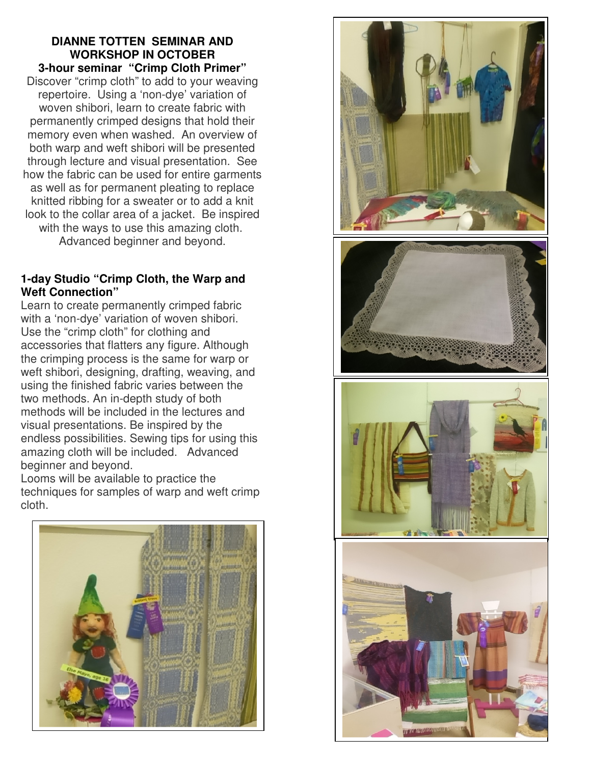## DIANNE TOTTEN SEMINAR AND WORKSHOP IN OCTOBER

### 3-hour seminar "Crimp Cloth Primer"

Discover "crimp cloth" to add to your weaving repertoire. Using a 'non-dye' variation of woven shibori, learn to create fabric with permanently crimped designs that hold their memory even when washed. An overview of both warp and weft shibori will be presented through lecture and visual presentation. See how the fabric can be used for entire garments as well as for permanent pleating to replace knitted ribbing for a sweater or to add a knit look to the collar area of a jacket. Be inspired with the ways to use this amazing cloth. Advanced beginner and beyond.

### 1-day Studio "Crimp Cloth, the Warp and Weft Connection"

Learn to create permanently crimped fabric with a 'non-dye' variation of woven shibori. Use the "crimp cloth" for clothing and accessories that flatters any figure. Although the crimping process is the same for warp or weft shibori, designing, drafting, weaving, and using the finished fabric varies between the two methods. An in-depth study of both methods will be included in the lectures and visual presentations. Be inspired by the endless possibilities. Sewing tips for using this amazing cloth will be included. Advanced beginner and beyond.

Looms will be available to practice the techniques for samples of warp and weft crimp cloth.